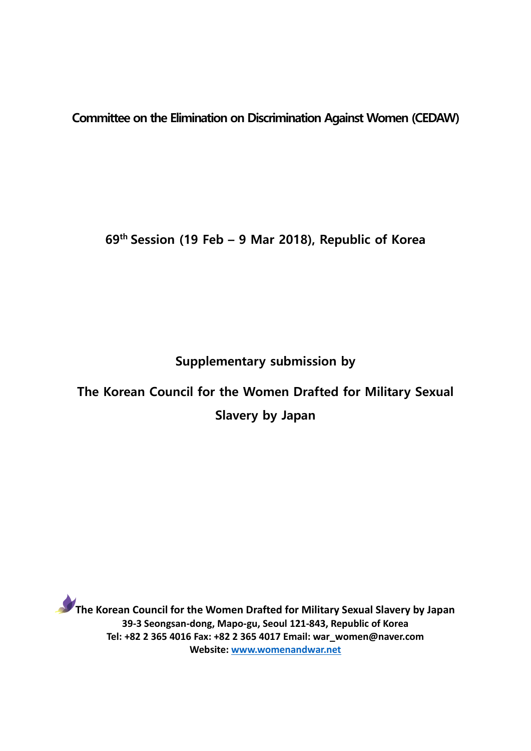**Committee on the Elimination on Discrimination Against Women (CEDAW)**

**69th Session (19 Feb – 9 Mar 2018), Republic of Korea**

**Supplementary submission by**

**The Korean Council for the Women Drafted for Military Sexual Slavery by Japan**

**The Korean Council for the Women Drafted for Military Sexual Slavery by Japan**
**39-3 Seongsan-dong, Mapo-gu, Seoul 121-843, Republic of Korea**
**Tel: +82 2 365 4016 Fax: +82 2 365 4017 Email: war_women@naver.com**
**Website: [www.womenandwar.net](http://www.womenandwar.net)**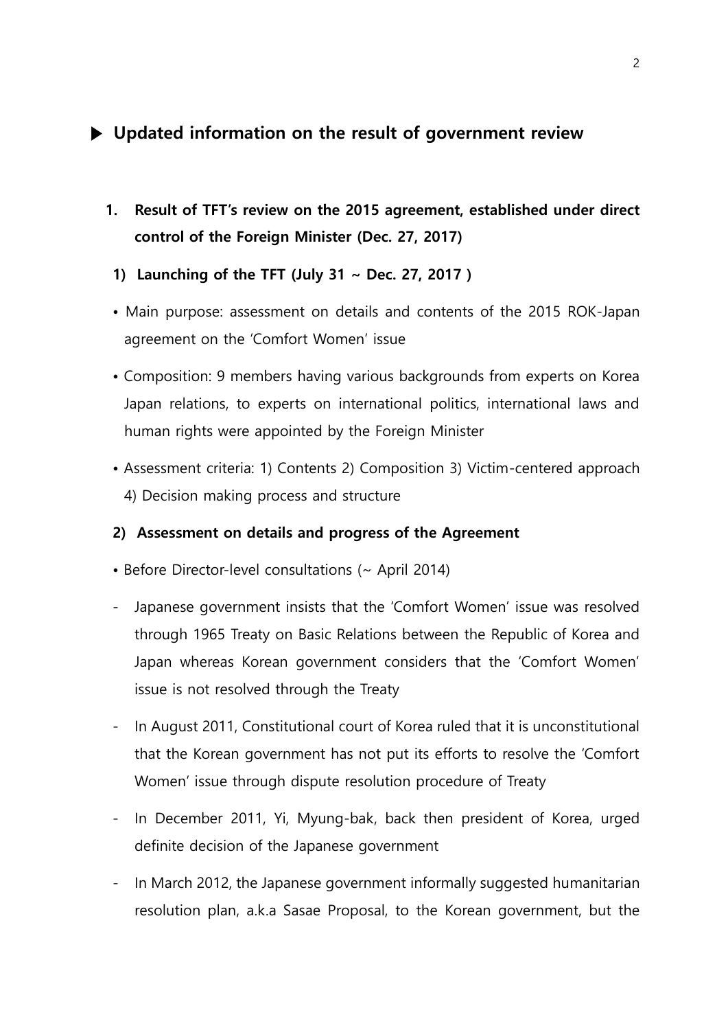## ▶ Updated information on the result of government review

### 1. Result of TFT's review on the 2015 agreement, established under direct control of the Foreign Minister (Dec. 27, 2017)

#### 1) Launching of the TFT (July 31 ~ Dec. 27, 2017 )

- Main purpose: assessment on details and contents of the 2015 ROK-Japan agreement on the 'Comfort Women' issue
- Composition: 9 members having various backgrounds from experts on Korea Japan relations, to experts on international politics, international laws and human rights were appointed by the Foreign Minister
- Assessment criteria: 1) Contents 2) Composition 3) Victim-centered approach 4) Decision making process and structure

#### 2) Assessment on details and progress of the Agreement

- Before Director-level consultations (~ April 2014)
  - Japanese government insists that the 'Comfort Women' issue was resolved through 1965 Treaty on Basic Relations between the Republic of Korea and Japan whereas Korean government considers that the 'Comfort Women' issue is not resolved through the Treaty
  - In August 2011, Constitutional court of Korea ruled that it is unconstitutional that the Korean government has not put its efforts to resolve the 'Comfort Women' issue through dispute resolution procedure of Treaty
  - In December 2011, Yi, Myung-bak, back then president of Korea, urged definite decision of the Japanese government
  - In March 2012, the Japanese government informally suggested humanitarian resolution plan, a.k.a Sasae Proposal, to the Korean government, but the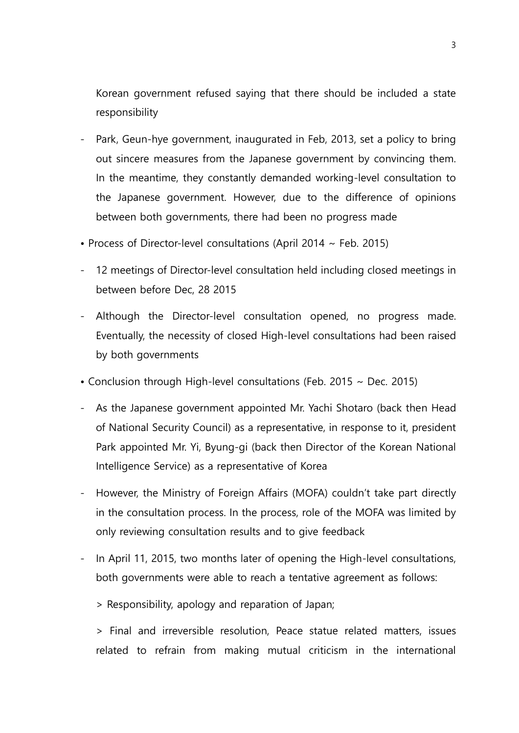Korean government refused saying that there should be included a state responsibility

- Park, Geun-hye government, inaugurated in Feb, 2013, set a policy to bring out sincere measures from the Japanese government by convincing them. In the meantime, they constantly demanded working-level consultation to the Japanese government. However, due to the difference of opinions between both governments, there had been no progress made

• Process of Director-level consultations (April 2014 ~ Feb. 2015)

- 12 meetings of Director-level consultation held including closed meetings in between before Dec, 28 2015
- Although the Director-level consultation opened, no progress made. Eventually, the necessity of closed High-level consultations had been raised by both governments

• Conclusion through High-level consultations (Feb. 2015 ~ Dec. 2015)

- As the Japanese government appointed Mr. Yachi Shotaro (back then Head of National Security Council) as a representative, in response to it, president Park appointed Mr. Yi, Byung-gi (back then Director of the Korean National Intelligence Service) as a representative of Korea
- However, the Ministry of Foreign Affairs (MOFA) couldn't take part directly in the consultation process. In the process, role of the MOFA was limited by only reviewing consultation results and to give feedback
- In April 11, 2015, two months later of opening the High-level consultations, both governments were able to reach a tentative agreement as follows:

  > Responsibility, apology and reparation of Japan;

  > Final and irreversible resolution, Peace statue related matters, issues related to refrain from making mutual criticism in the international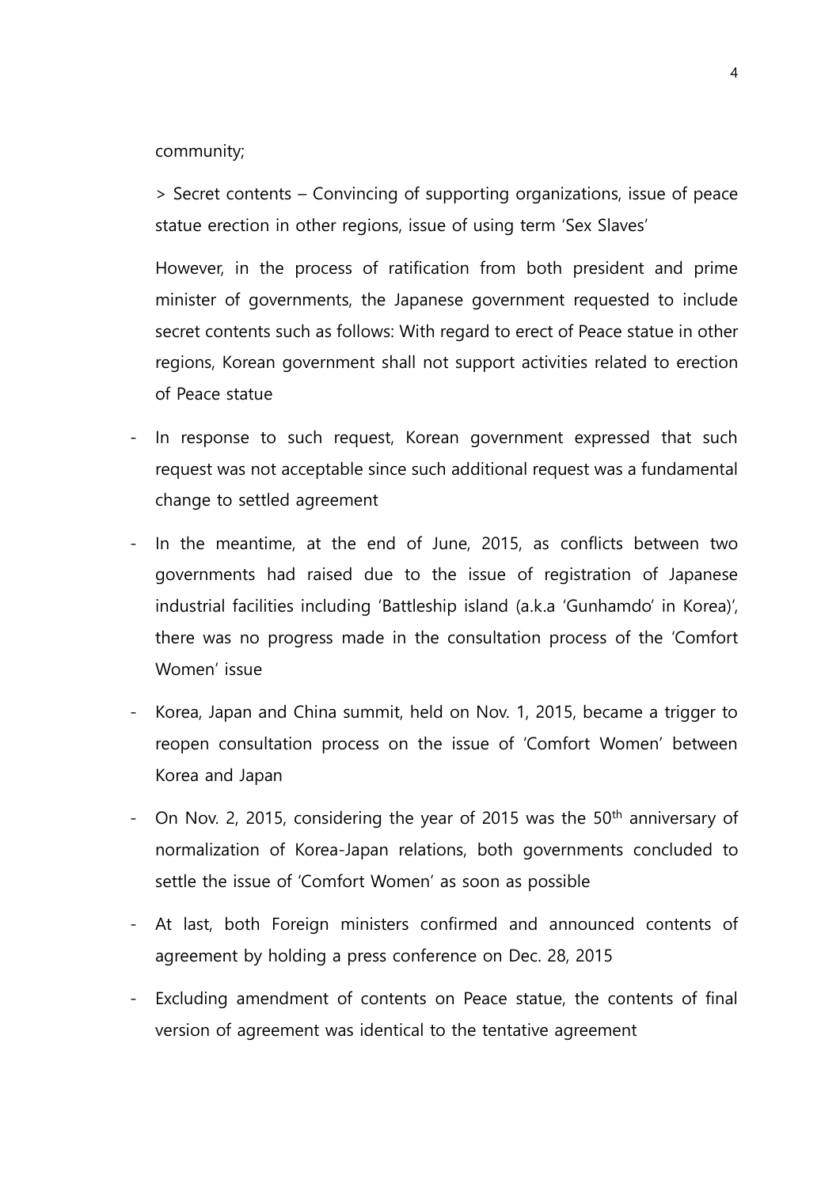community;

> Secret contents – Convincing of supporting organizations, issue of peace statue erection in other regions, issue of using term 'Sex Slaves'

However, in the process of ratification from both president and prime minister of governments, the Japanese government requested to include secret contents such as follows: With regard to erect of Peace statue in other regions, Korean government shall not support activities related to erection of Peace statue

- In response to such request, Korean government expressed that such request was not acceptable since such additional request was a fundamental change to settled agreement
- In the meantime, at the end of June, 2015, as conflicts between two governments had raised due to the issue of registration of Japanese industrial facilities including 'Battleship island (a.k.a 'Gunhamdo' in Korea)', there was no progress made in the consultation process of the 'Comfort Women' issue
- Korea, Japan and China summit, held on Nov. 1, 2015, became a trigger to reopen consultation process on the issue of 'Comfort Women' between Korea and Japan
- On Nov. 2, 2015, considering the year of 2015 was the 50th anniversary of normalization of Korea-Japan relations, both governments concluded to settle the issue of 'Comfort Women' as soon as possible
- At last, both Foreign ministers confirmed and announced contents of agreement by holding a press conference on Dec. 28, 2015
- Excluding amendment of contents on Peace statue, the contents of final version of agreement was identical to the tentative agreement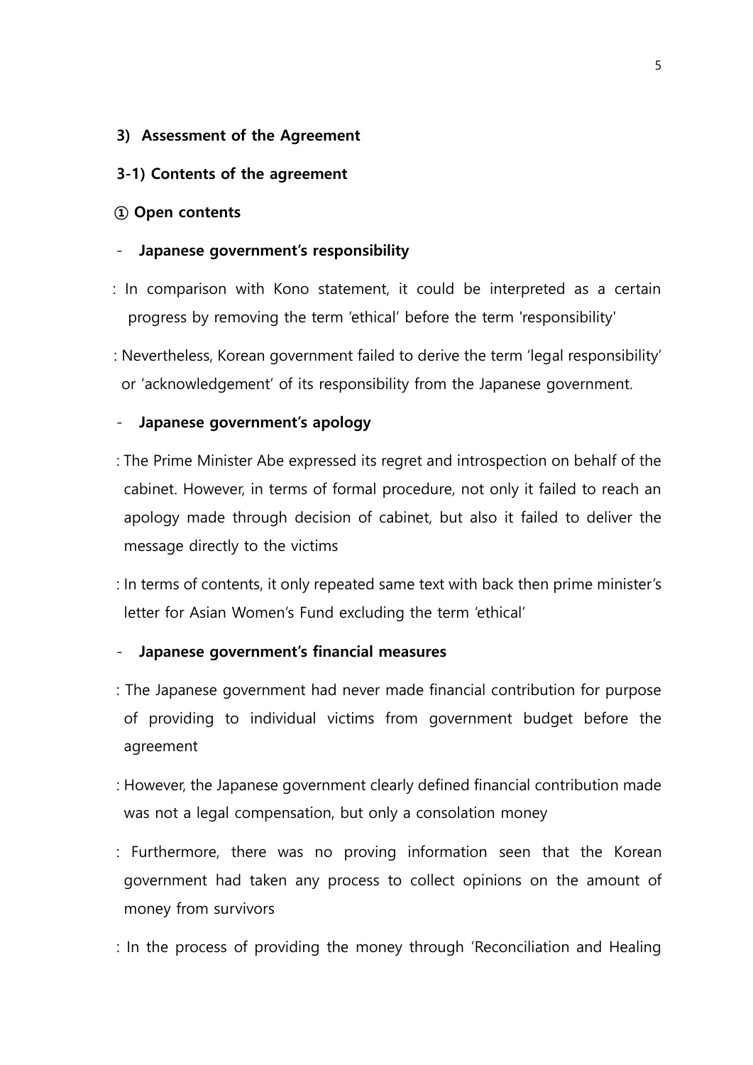### 3) Assessment of the Agreement

#### 3-1) Contents of the agreement

**① Open contents**

- **Japanese government's responsibility**

: In comparison with Kono statement, it could be interpreted as a certain progress by removing the term 'ethical' before the term 'responsibility'

: Nevertheless, Korean government failed to derive the term 'legal responsibility' or 'acknowledgement' of its responsibility from the Japanese government.

- **Japanese government's apology**

: The Prime Minister Abe expressed its regret and introspection on behalf of the cabinet. However, in terms of formal procedure, not only it failed to reach an apology made through decision of cabinet, but also it failed to deliver the message directly to the victims

: In terms of contents, it only repeated same text with back then prime minister's letter for Asian Women's Fund excluding the term 'ethical'

- **Japanese government's financial measures**

: The Japanese government had never made financial contribution for purpose of providing to individual victims from government budget before the agreement

: However, the Japanese government clearly defined financial contribution made was not a legal compensation, but only a consolation money

: Furthermore, there was no proving information seen that the Korean government had taken any process to collect opinions on the amount of money from survivors

: In the process of providing the money through 'Reconciliation and Healing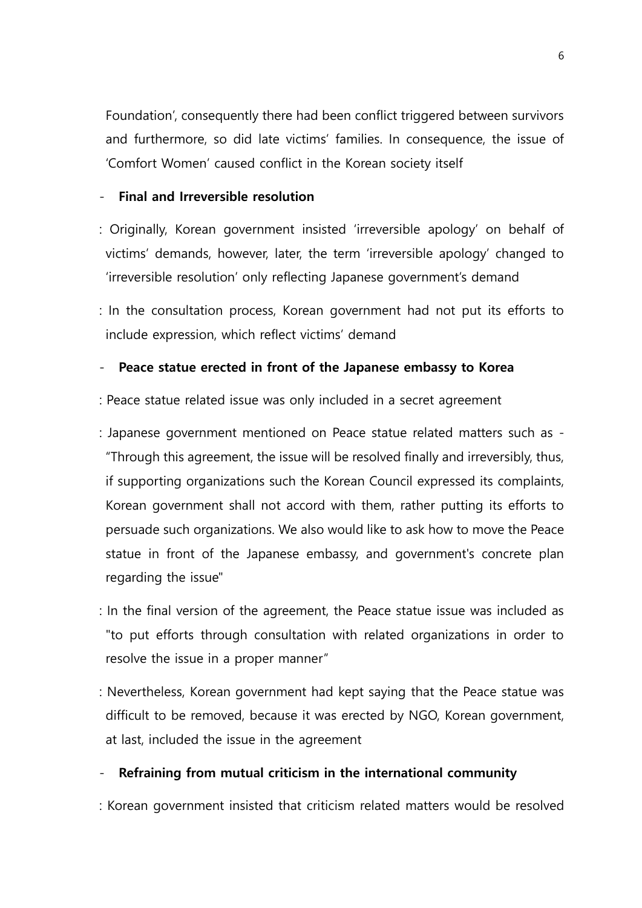Foundation', consequently there had been conflict triggered between survivors and furthermore, so did late victims' families. In consequence, the issue of 'Comfort Women' caused conflict in the Korean society itself

- **Final and Irreversible resolution**

: Originally, Korean government insisted 'irreversible apology' on behalf of victims' demands, however, later, the term 'irreversible apology' changed to 'irreversible resolution' only reflecting Japanese government's demand

: In the consultation process, Korean government had not put its efforts to include expression, which reflect victims' demand

- **Peace statue erected in front of the Japanese embassy to Korea**

: Peace statue related issue was only included in a secret agreement

: Japanese government mentioned on Peace statue related matters such as - "Through this agreement, the issue will be resolved finally and irreversibly, thus, if supporting organizations such the Korean Council expressed its complaints, Korean government shall not accord with them, rather putting its efforts to persuade such organizations. We also would like to ask how to move the Peace statue in front of the Japanese embassy, and government's concrete plan regarding the issue"

: In the final version of the agreement, the Peace statue issue was included as "to put efforts through consultation with related organizations in order to resolve the issue in a proper manner"

: Nevertheless, Korean government had kept saying that the Peace statue was difficult to be removed, because it was erected by NGO, Korean government, at last, included the issue in the agreement

- **Refraining from mutual criticism in the international community**

: Korean government insisted that criticism related matters would be resolved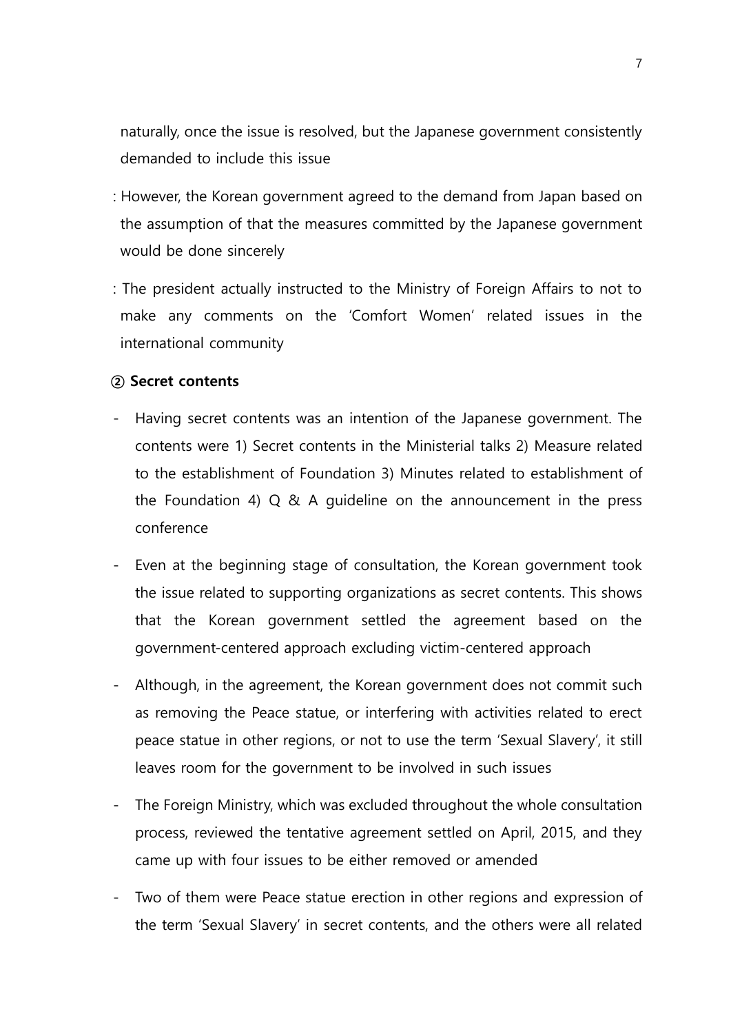naturally, once the issue is resolved, but the Japanese government consistently demanded to include this issue

: However, the Korean government agreed to the demand from Japan based on the assumption of that the measures committed by the Japanese government would be done sincerely

: The president actually instructed to the Ministry of Foreign Affairs to not to make any comments on the 'Comfort Women' related issues in the international community

**② Secret contents**

- Having secret contents was an intention of the Japanese government. The contents were 1) Secret contents in the Ministerial talks 2) Measure related to the establishment of Foundation 3) Minutes related to establishment of the Foundation 4) Q & A guideline on the announcement in the press conference
- Even at the beginning stage of consultation, the Korean government took the issue related to supporting organizations as secret contents. This shows that the Korean government settled the agreement based on the government-centered approach excluding victim-centered approach
- Although, in the agreement, the Korean government does not commit such as removing the Peace statue, or interfering with activities related to erect peace statue in other regions, or not to use the term 'Sexual Slavery', it still leaves room for the government to be involved in such issues
- The Foreign Ministry, which was excluded throughout the whole consultation process, reviewed the tentative agreement settled on April, 2015, and they came up with four issues to be either removed or amended
- Two of them were Peace statue erection in other regions and expression of the term 'Sexual Slavery' in secret contents, and the others were all related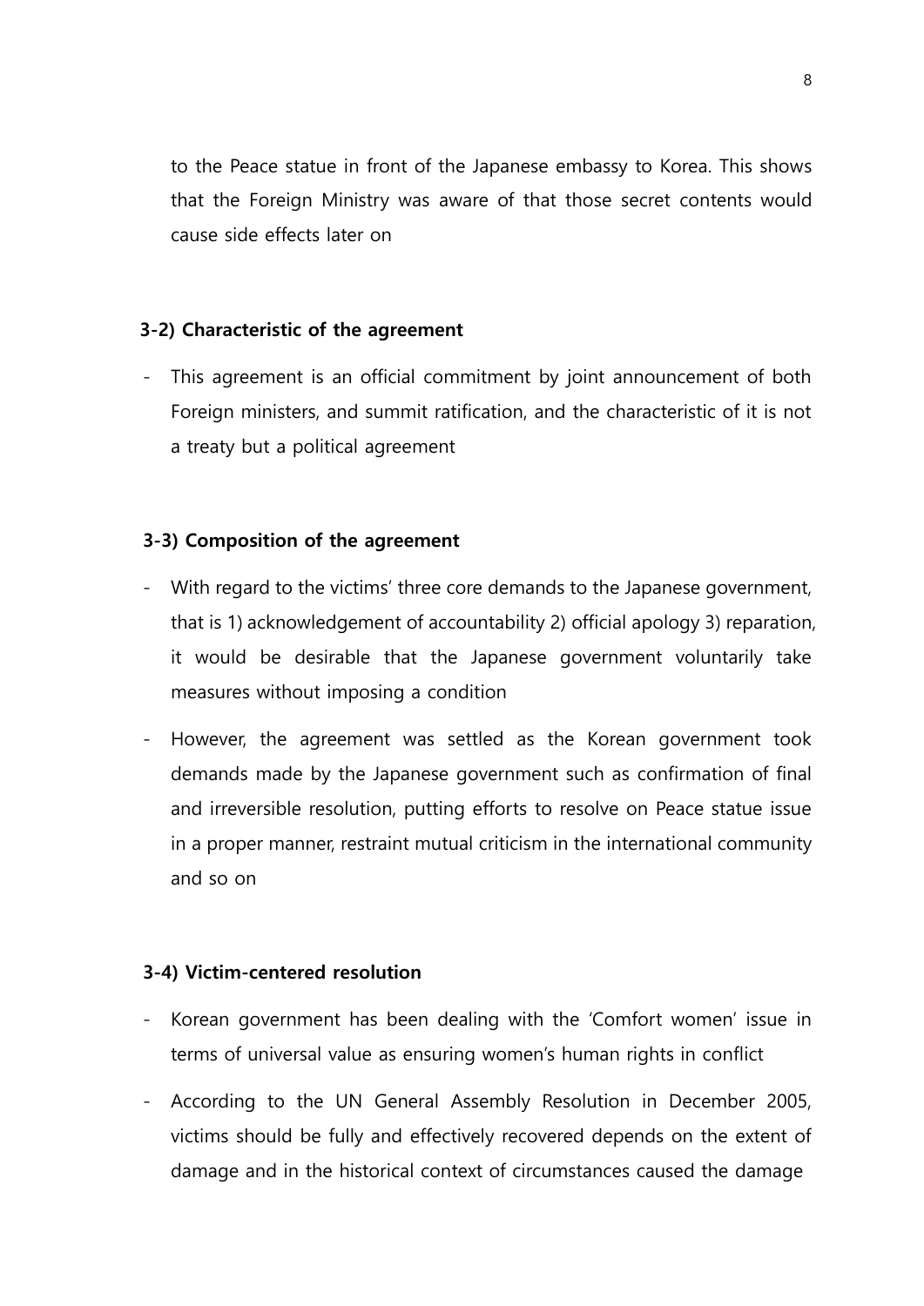to the Peace statue in front of the Japanese embassy to Korea. This shows that the Foreign Ministry was aware of that those secret contents would cause side effects later on

**3-2) Characteristic of the agreement**

- This agreement is an official commitment by joint announcement of both Foreign ministers, and summit ratification, and the characteristic of it is not a treaty but a political agreement

**3-3) Composition of the agreement**

- With regard to the victims' three core demands to the Japanese government, that is 1) acknowledgement of accountability 2) official apology 3) reparation, it would be desirable that the Japanese government voluntarily take measures without imposing a condition
- However, the agreement was settled as the Korean government took demands made by the Japanese government such as confirmation of final and irreversible resolution, putting efforts to resolve on Peace statue issue in a proper manner, restraint mutual criticism in the international community and so on

**3-4) Victim-centered resolution**

- Korean government has been dealing with the 'Comfort women' issue in terms of universal value as ensuring women's human rights in conflict
- According to the UN General Assembly Resolution in December 2005, victims should be fully and effectively recovered depends on the extent of damage and in the historical context of circumstances caused the damage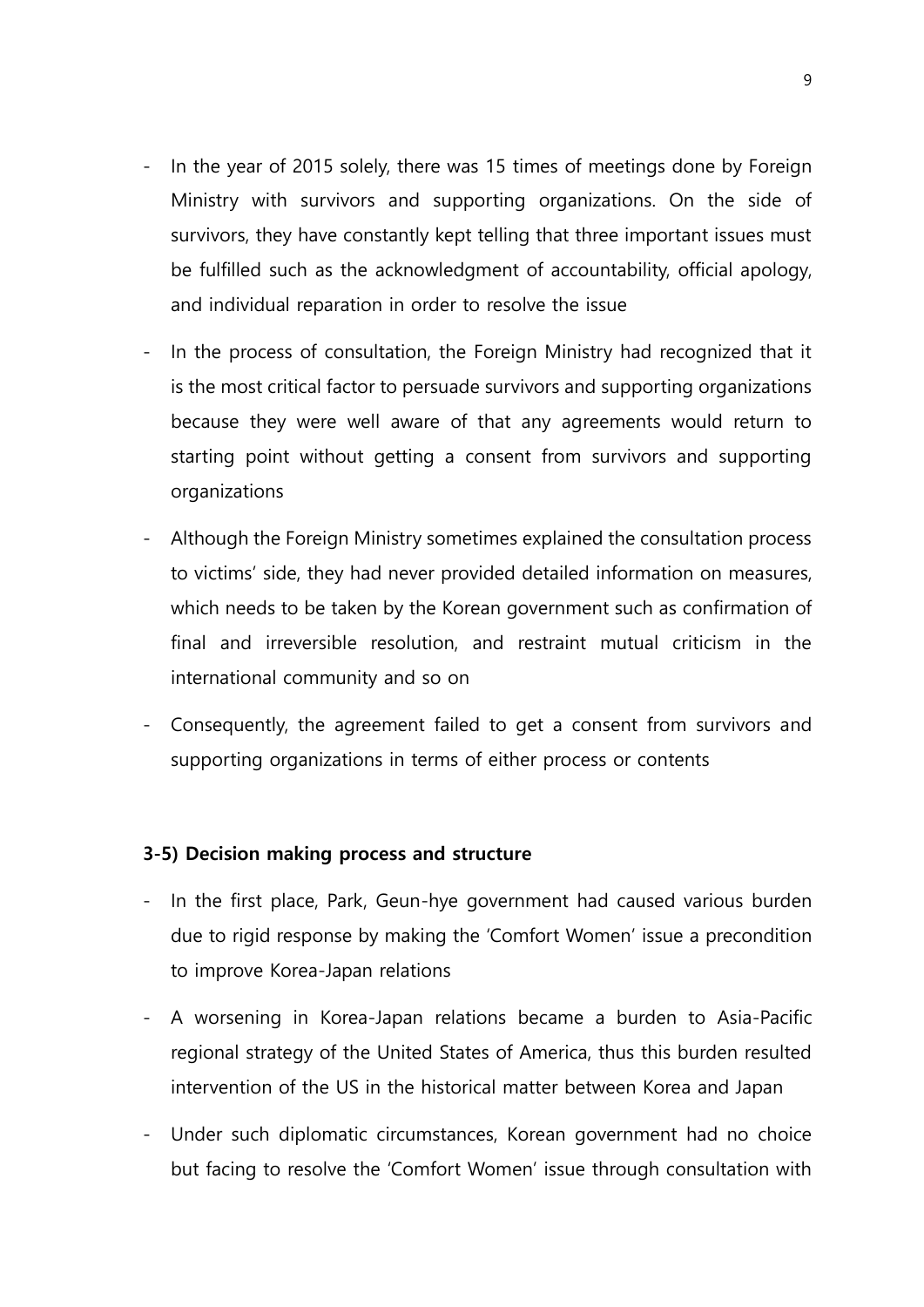- In the year of 2015 solely, there was 15 times of meetings done by Foreign Ministry with survivors and supporting organizations. On the side of survivors, they have constantly kept telling that three important issues must be fulfilled such as the acknowledgment of accountability, official apology, and individual reparation in order to resolve the issue
- In the process of consultation, the Foreign Ministry had recognized that it is the most critical factor to persuade survivors and supporting organizations because they were well aware of that any agreements would return to starting point without getting a consent from survivors and supporting organizations
- Although the Foreign Ministry sometimes explained the consultation process to victims' side, they had never provided detailed information on measures, which needs to be taken by the Korean government such as confirmation of final and irreversible resolution, and restraint mutual criticism in the international community and so on
- Consequently, the agreement failed to get a consent from survivors and supporting organizations in terms of either process or contents

**3-5) Decision making process and structure**

- In the first place, Park, Geun-hye government had caused various burden due to rigid response by making the 'Comfort Women' issue a precondition to improve Korea-Japan relations
- A worsening in Korea-Japan relations became a burden to Asia-Pacific regional strategy of the United States of America, thus this burden resulted intervention of the US in the historical matter between Korea and Japan
- Under such diplomatic circumstances, Korean government had no choice but facing to resolve the 'Comfort Women' issue through consultation with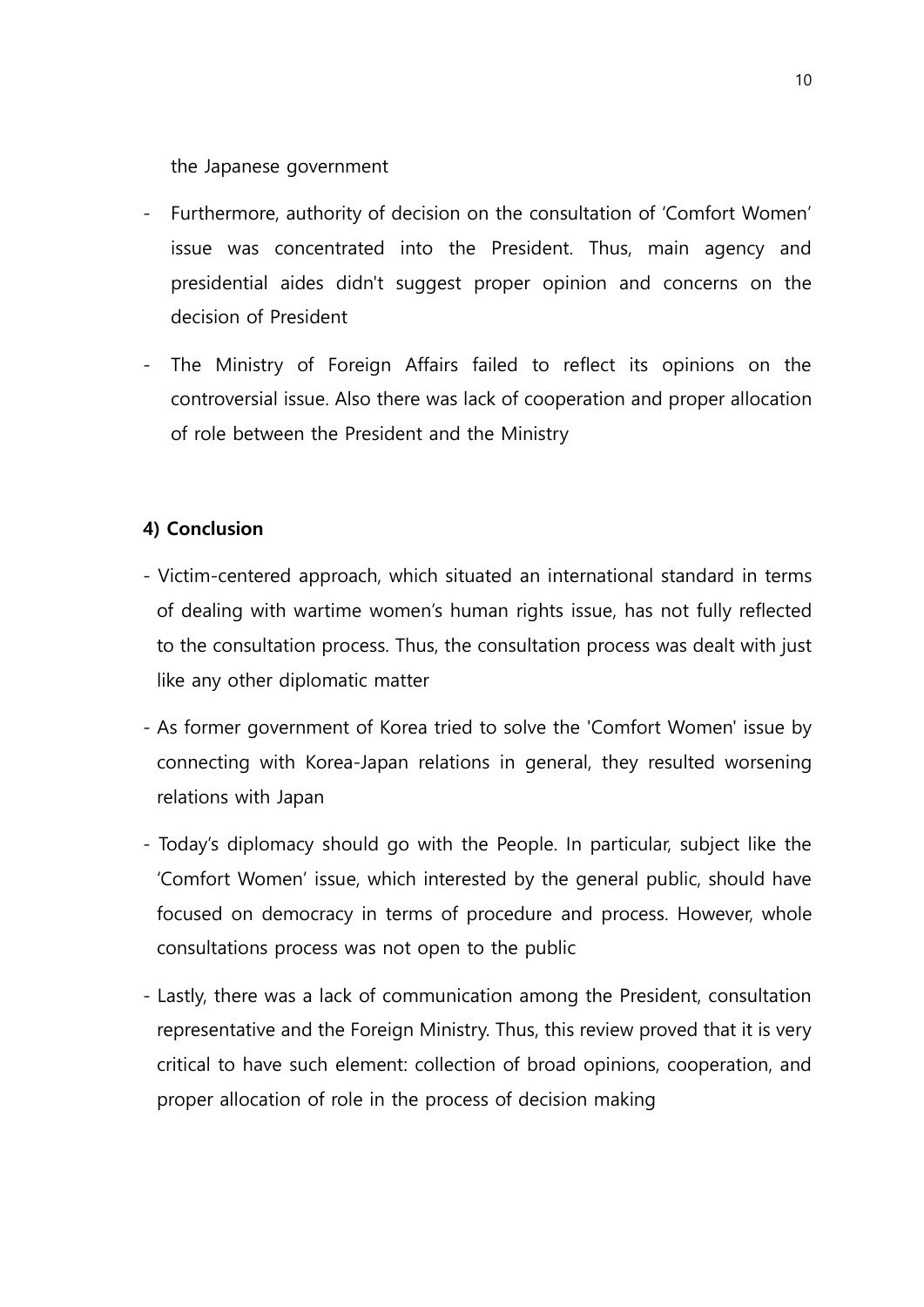the Japanese government

- Furthermore, authority of decision on the consultation of 'Comfort Women' issue was concentrated into the President. Thus, main agency and presidential aides didn't suggest proper opinion and concerns on the decision of President
- The Ministry of Foreign Affairs failed to reflect its opinions on the controversial issue. Also there was lack of cooperation and proper allocation of role between the President and the Ministry

**4) Conclusion**

- Victim-centered approach, which situated an international standard in terms of dealing with wartime women's human rights issue, has not fully reflected to the consultation process. Thus, the consultation process was dealt with just like any other diplomatic matter
- As former government of Korea tried to solve the 'Comfort Women' issue by connecting with Korea-Japan relations in general, they resulted worsening relations with Japan
- Today's diplomacy should go with the People. In particular, subject like the 'Comfort Women' issue, which interested by the general public, should have focused on democracy in terms of procedure and process. However, whole consultations process was not open to the public
- Lastly, there was a lack of communication among the President, consultation representative and the Foreign Ministry. Thus, this review proved that it is very critical to have such element: collection of broad opinions, cooperation, and proper allocation of role in the process of decision making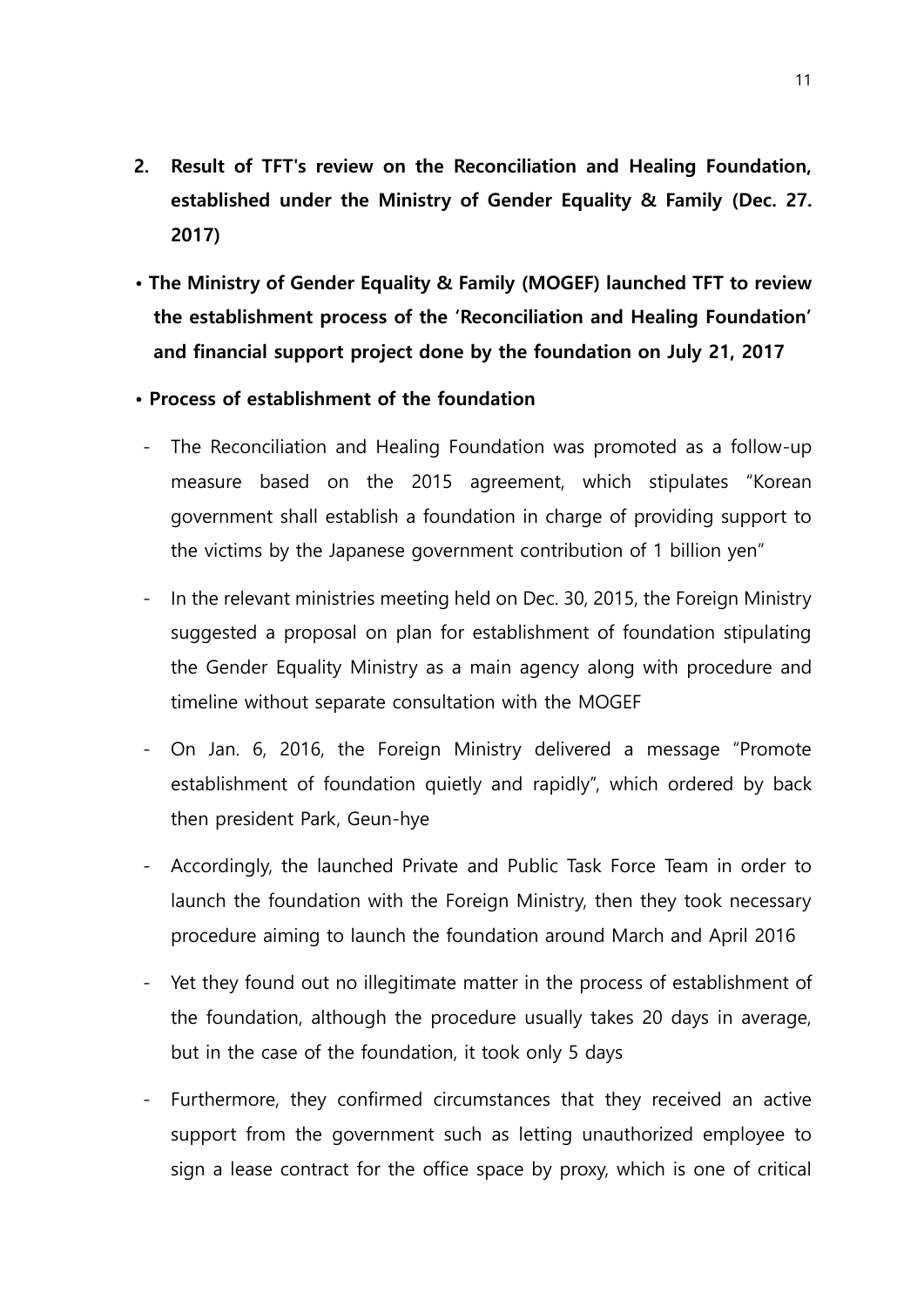## 2. Result of TFT's review on the Reconciliation and Healing Foundation, established under the Ministry of Gender Equality & Family (Dec. 27. 2017)

- **The Ministry of Gender Equality & Family (MOGEF) launched TFT to review the establishment process of the 'Reconciliation and Healing Foundation' and financial support project done by the foundation on July 21, 2017**

- **Process of establishment of the foundation**

  - The Reconciliation and Healing Foundation was promoted as a follow-up measure based on the 2015 agreement, which stipulates "Korean government shall establish a foundation in charge of providing support to the victims by the Japanese government contribution of 1 billion yen"

  - In the relevant ministries meeting held on Dec. 30, 2015, the Foreign Ministry suggested a proposal on plan for establishment of foundation stipulating the Gender Equality Ministry as a main agency along with procedure and timeline without separate consultation with the MOGEF

  - On Jan. 6, 2016, the Foreign Ministry delivered a message "Promote establishment of foundation quietly and rapidly", which ordered by back then president Park, Geun-hye

  - Accordingly, the launched Private and Public Task Force Team in order to launch the foundation with the Foreign Ministry, then they took necessary procedure aiming to launch the foundation around March and April 2016

  - Yet they found out no illegitimate matter in the process of establishment of the foundation, although the procedure usually takes 20 days in average, but in the case of the foundation, it took only 5 days

  - Furthermore, they confirmed circumstances that they received an active support from the government such as letting unauthorized employee to sign a lease contract for the office space by proxy, which is one of critical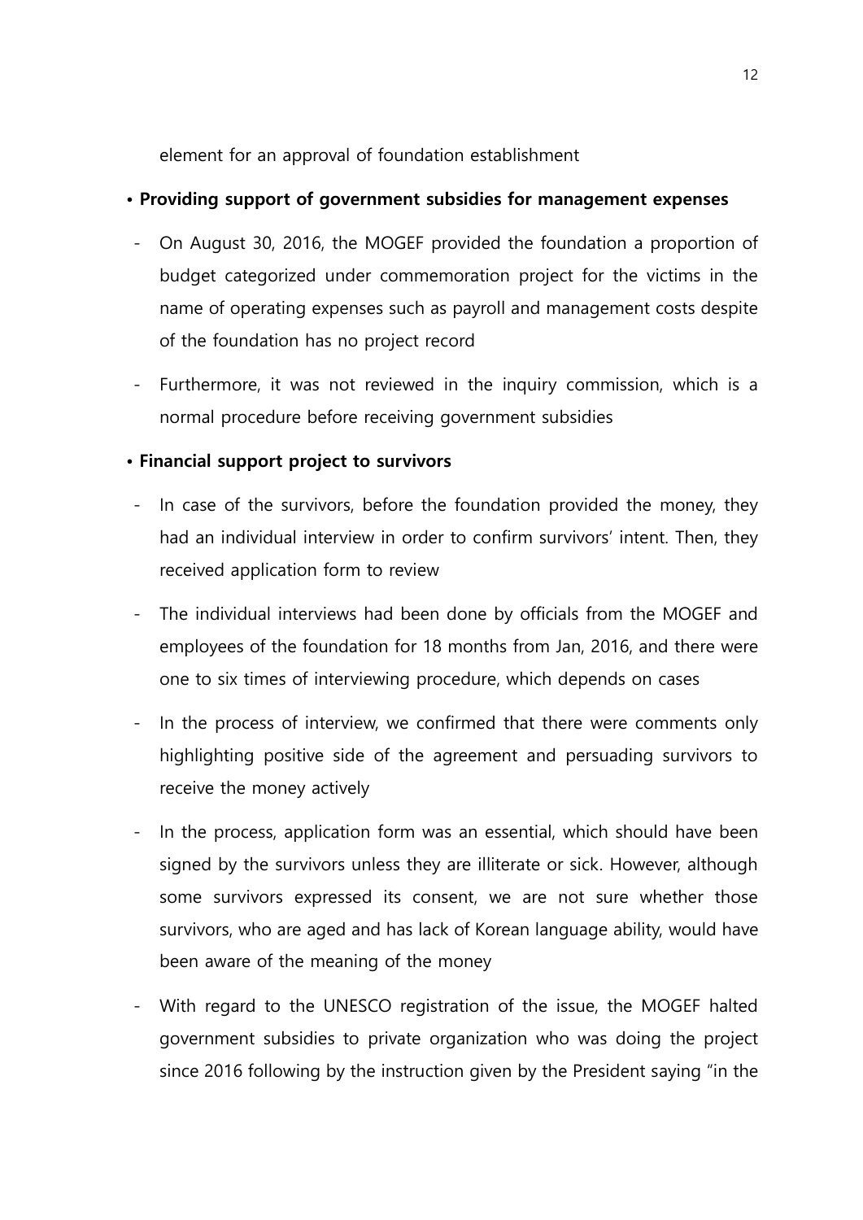element for an approval of foundation establishment

- **Providing support of government subsidies for management expenses**
  - On August 30, 2016, the MOGEF provided the foundation a proportion of budget categorized under commemoration project for the victims in the name of operating expenses such as payroll and management costs despite of the foundation has no project record
  - Furthermore, it was not reviewed in the inquiry commission, which is a normal procedure before receiving government subsidies

- **Financial support project to survivors**
  - In case of the survivors, before the foundation provided the money, they had an individual interview in order to confirm survivors' intent. Then, they received application form to review
  - The individual interviews had been done by officials from the MOGEF and employees of the foundation for 18 months from Jan, 2016, and there were one to six times of interviewing procedure, which depends on cases
  - In the process of interview, we confirmed that there were comments only highlighting positive side of the agreement and persuading survivors to receive the money actively
  - In the process, application form was an essential, which should have been signed by the survivors unless they are illiterate or sick. However, although some survivors expressed its consent, we are not sure whether those survivors, who are aged and has lack of Korean language ability, would have been aware of the meaning of the money
  - With regard to the UNESCO registration of the issue, the MOGEF halted government subsidies to private organization who was doing the project since 2016 following by the instruction given by the President saying "in the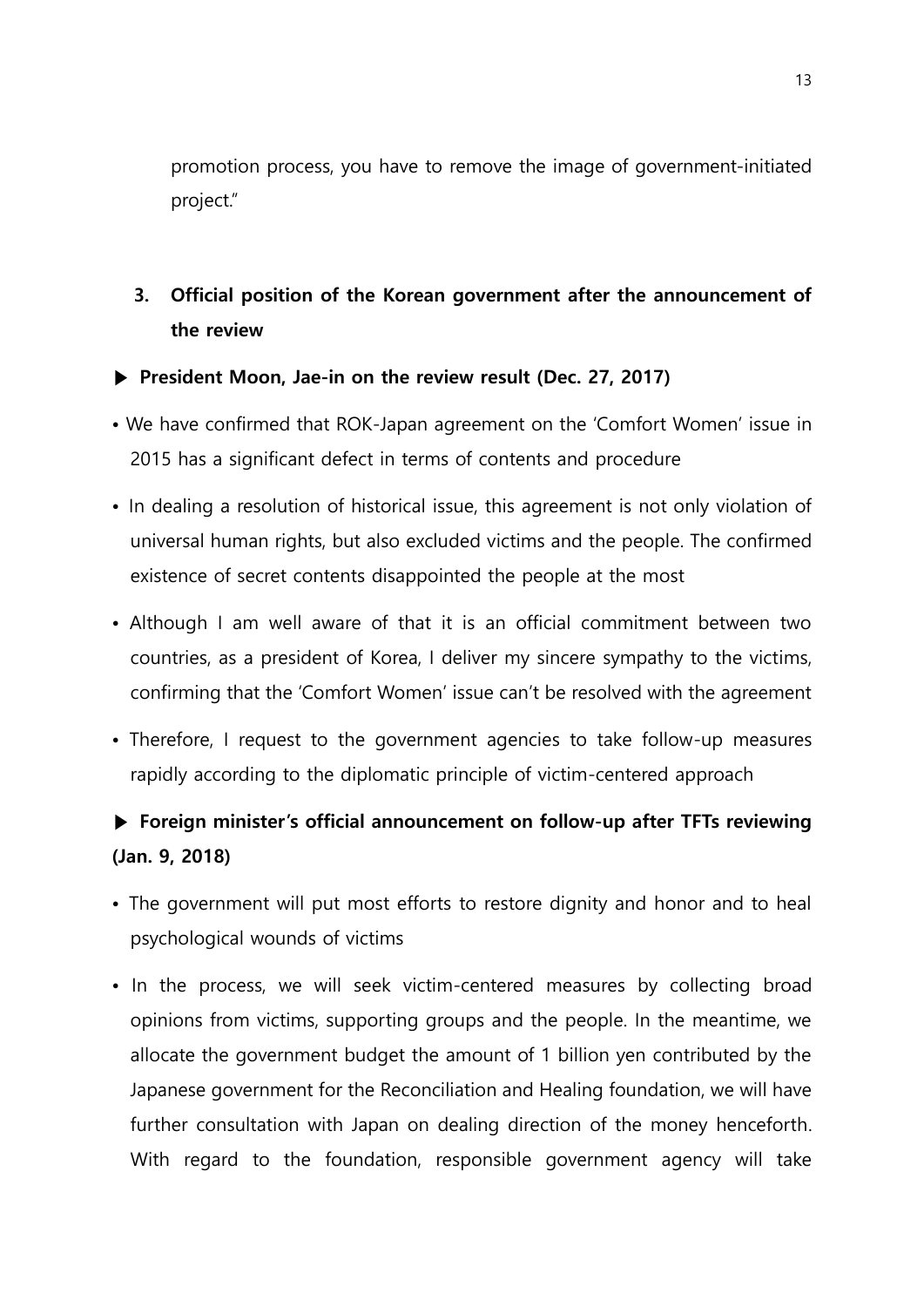promotion process, you have to remove the image of government-initiated project."

### 3. Official position of the Korean government after the announcement of the review

**▶ President Moon, Jae-in on the review result (Dec. 27, 2017)**

- We have confirmed that ROK-Japan agreement on the 'Comfort Women' issue in 2015 has a significant defect in terms of contents and procedure
- In dealing a resolution of historical issue, this agreement is not only violation of universal human rights, but also excluded victims and the people. The confirmed existence of secret contents disappointed the people at the most
- Although I am well aware of that it is an official commitment between two countries, as a president of Korea, I deliver my sincere sympathy to the victims, confirming that the 'Comfort Women' issue can't be resolved with the agreement
- Therefore, I request to the government agencies to take follow-up measures rapidly according to the diplomatic principle of victim-centered approach

**▶ Foreign minister's official announcement on follow-up after TFTs reviewing (Jan. 9, 2018)**

- The government will put most efforts to restore dignity and honor and to heal psychological wounds of victims
- In the process, we will seek victim-centered measures by collecting broad opinions from victims, supporting groups and the people. In the meantime, we allocate the government budget the amount of 1 billion yen contributed by the Japanese government for the Reconciliation and Healing foundation, we will have further consultation with Japan on dealing direction of the money henceforth. With regard to the foundation, responsible government agency will take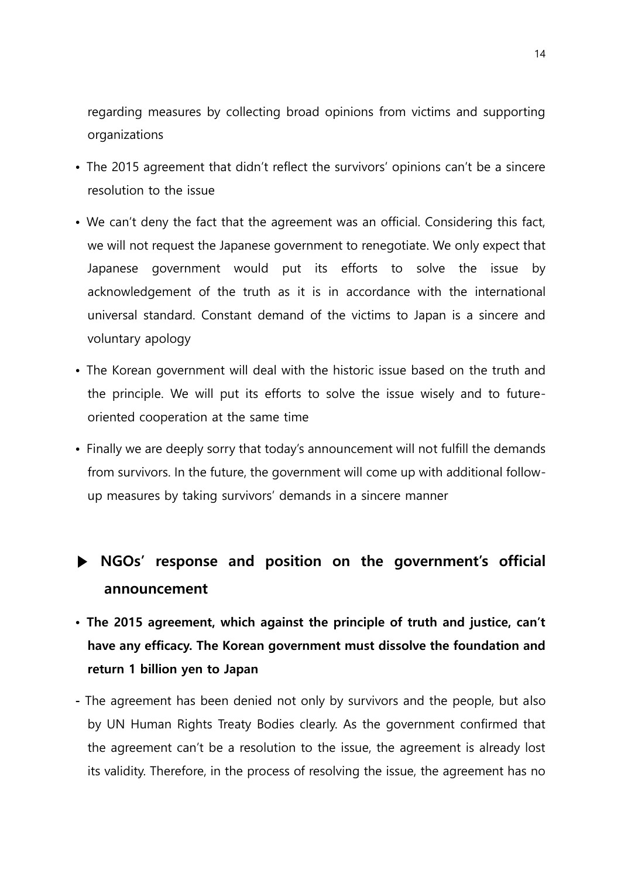regarding measures by collecting broad opinions from victims and supporting organizations

- The 2015 agreement that didn't reflect the survivors' opinions can't be a sincere resolution to the issue
- We can't deny the fact that the agreement was an official. Considering this fact, we will not request the Japanese government to renegotiate. We only expect that Japanese government would put its efforts to solve the issue by acknowledgement of the truth as it is in accordance with the international universal standard. Constant demand of the victims to Japan is a sincere and voluntary apology
- The Korean government will deal with the historic issue based on the truth and the principle. We will put its efforts to solve the issue wisely and to future-oriented cooperation at the same time
- Finally we are deeply sorry that today's announcement will not fulfill the demands from survivors. In the future, the government will come up with additional follow-up measures by taking survivors' demands in a sincere manner

## ▶ NGOs' response and position on the government's official announcement

- **The 2015 agreement, which against the principle of truth and justice, can't have any efficacy. The Korean government must dissolve the foundation and return 1 billion yen to Japan**

- The agreement has been denied not only by survivors and the people, but also by UN Human Rights Treaty Bodies clearly. As the government confirmed that the agreement can't be a resolution to the issue, the agreement is already lost its validity. Therefore, in the process of resolving the issue, the agreement has no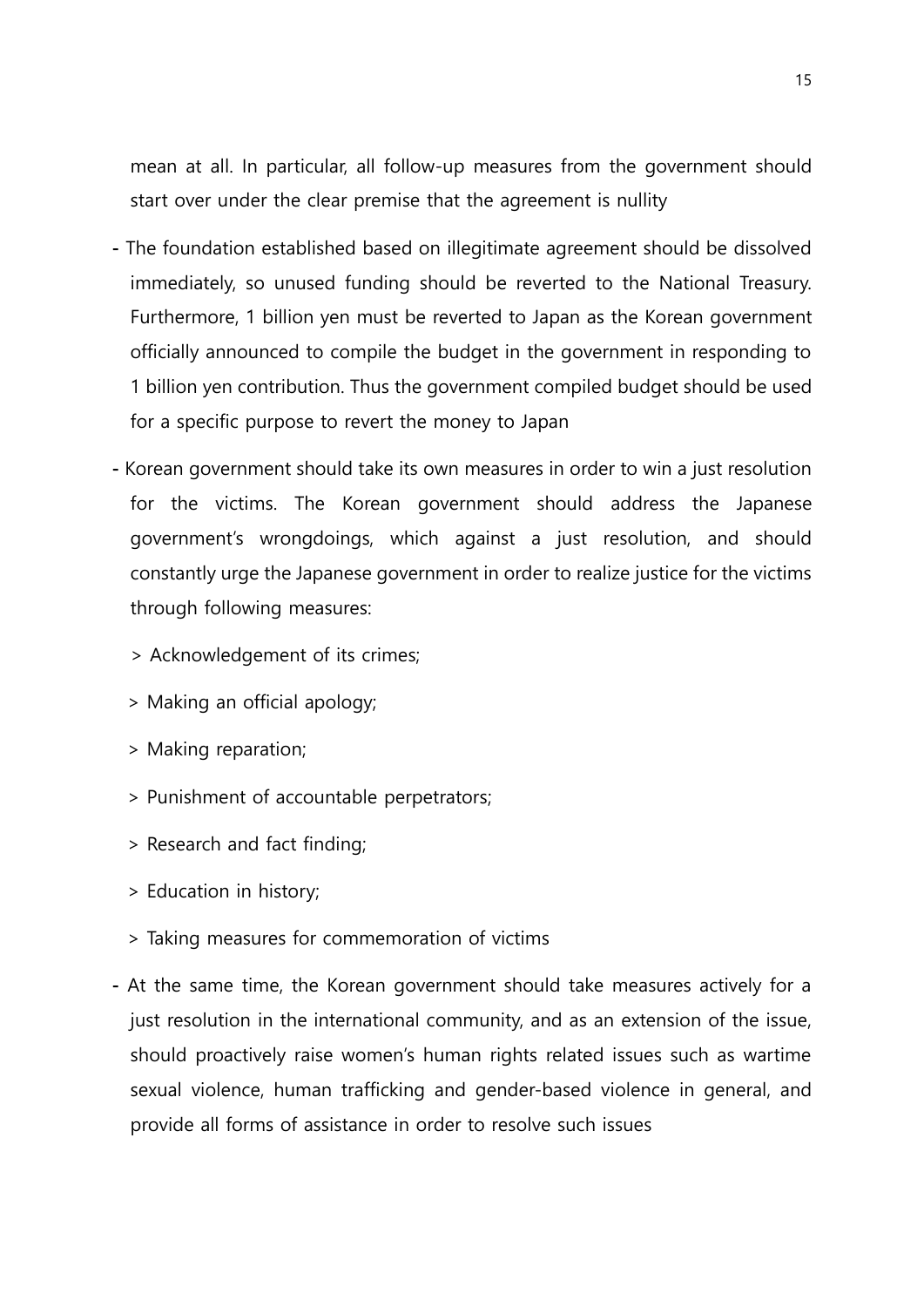mean at all. In particular, all follow-up measures from the government should start over under the clear premise that the agreement is nullity

- The foundation established based on illegitimate agreement should be dissolved immediately, so unused funding should be reverted to the National Treasury. Furthermore, 1 billion yen must be reverted to Japan as the Korean government officially announced to compile the budget in the government in responding to 1 billion yen contribution. Thus the government compiled budget should be used for a specific purpose to revert the money to Japan

- Korean government should take its own measures in order to win a just resolution for the victims. The Korean government should address the Japanese government's wrongdoings, which against a just resolution, and should constantly urge the Japanese government in order to realize justice for the victims through following measures:

  > Acknowledgement of its crimes;

  > Making an official apology;

  > Making reparation;

  > Punishment of accountable perpetrators;

  > Research and fact finding;

  > Education in history;

  > Taking measures for commemoration of victims

- At the same time, the Korean government should take measures actively for a just resolution in the international community, and as an extension of the issue, should proactively raise women's human rights related issues such as wartime sexual violence, human trafficking and gender-based violence in general, and provide all forms of assistance in order to resolve such issues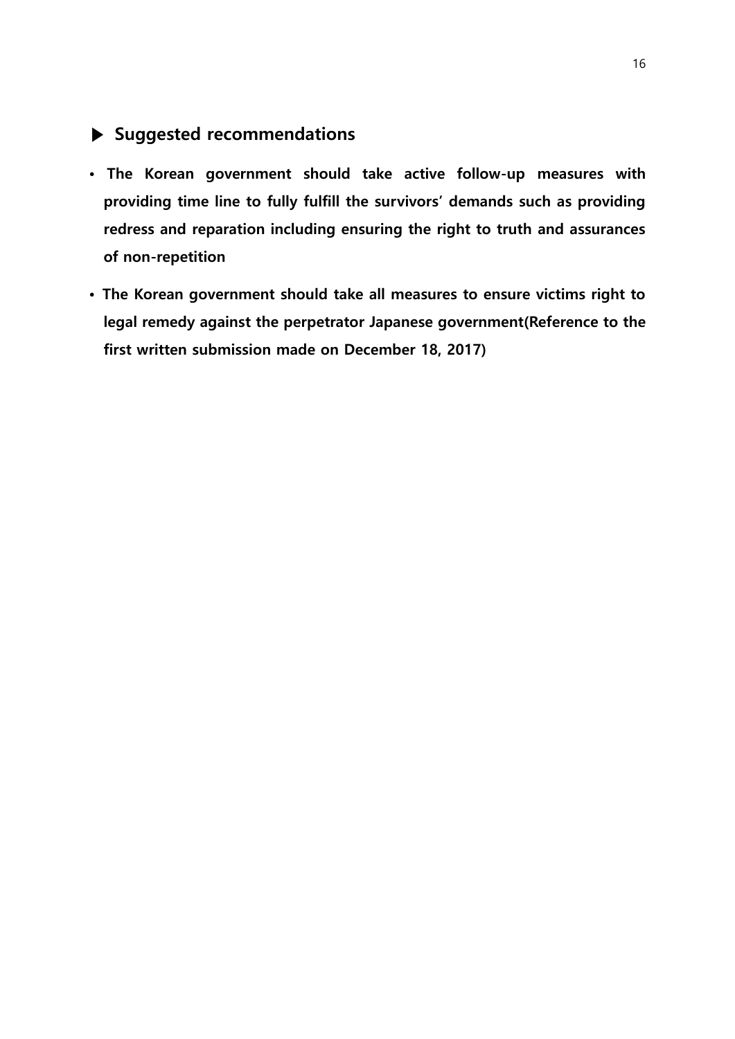## ▶ Suggested recommendations

- **The Korean government should take active follow-up measures with providing time line to fully fulfill the survivors' demands such as providing redress and reparation including ensuring the right to truth and assurances of non-repetition**
- **The Korean government should take all measures to ensure victims right to legal remedy against the perpetrator Japanese government(Reference to the first written submission made on December 18, 2017)**